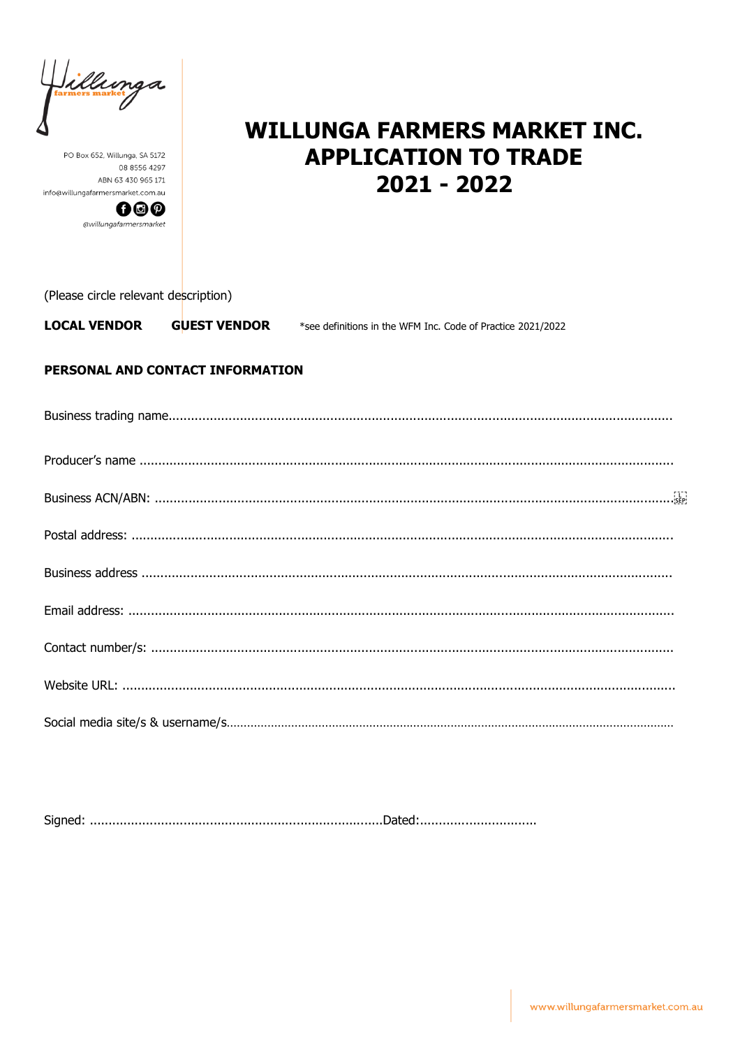PO Box 652, Willunga, SA 5172
08 8556 4297
ABN 63 430 965 171
info@willungafarmersmarket.com.au
@willungafarmersmarket

# WILLUNGA FARMERS MARKET INC.
# APPLICATION TO TRADE
# 2021 - 2022

(Please circle relevant description)

**LOCAL VENDOR** **GUEST VENDOR** *see definitions in the WFM Inc. Code of Practice 2021/2022

**PERSONAL AND CONTACT INFORMATION**

Business trading name.......................................................................................................................................

Producer's name ...............................................................................................................................................

Business ACN/ABN: ..........................................................................................................................................

Postal address: .................................................................................................................................................

Business address ..............................................................................................................................................

Email address: ..................................................................................................................................................

Contact number/s: ............................................................................................................................................

Website URL: ....................................................................................................................................................

Social media site/s & username/s......................................................................................................................

Signed: ..............................................................................Dated:...............................

www.willungafarmersmarket.com.au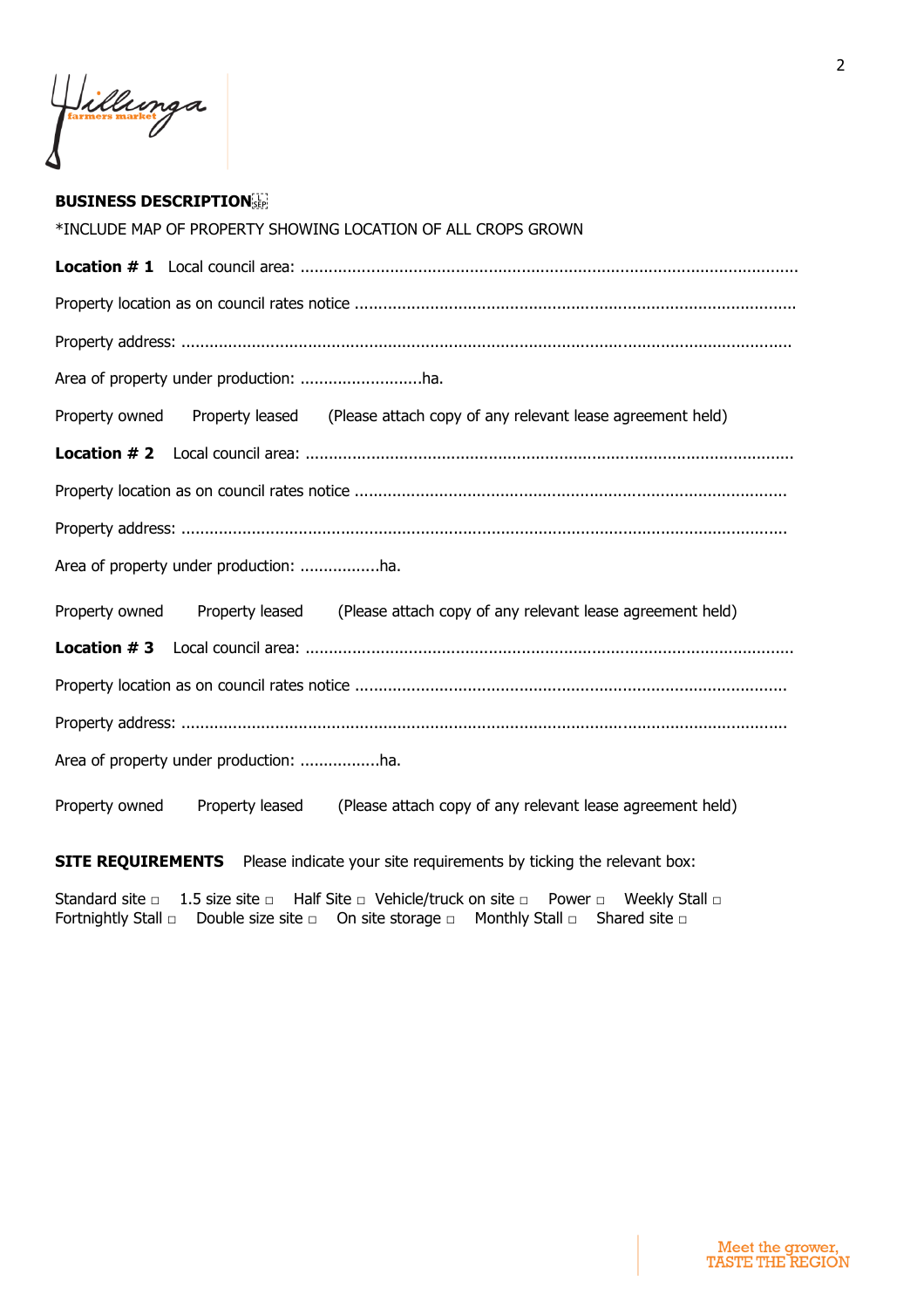**BUSINESS DESCRIPTION**

*INCLUDE MAP OF PROPERTY SHOWING LOCATION OF ALL CROPS GROWN

**Location # 1** Local council area: ..........................................................................................................

Property location as on council rates notice ..............................................................................................

Property address: ..................................................................................................................................

Area of property under production: ..........................ha.

Property owned Property leased (Please attach copy of any relevant lease agreement held)

**Location # 2** Local council area: ........................................................................................................

Property location as on council rates notice ............................................................................................

Property address: ..................................................................................................................................

Area of property under production: .................ha.

Property owned Property leased (Please attach copy of any relevant lease agreement held)

**Location # 3** Local council area: ........................................................................................................

Property location as on council rates notice ............................................................................................

Property address: ..................................................................................................................................

Area of property under production: .................ha.

Property owned Property leased (Please attach copy of any relevant lease agreement held)

**SITE REQUIREMENTS** Please indicate your site requirements by ticking the relevant box:

Standard site ▫ 1.5 size site ▫ Half Site ▫ Vehicle/truck on site ▫ Power ▫ Weekly Stall ▫
Fortnightly Stall ▫ Double size site ▫ On site storage ▫ Monthly Stall ▫ Shared site ▫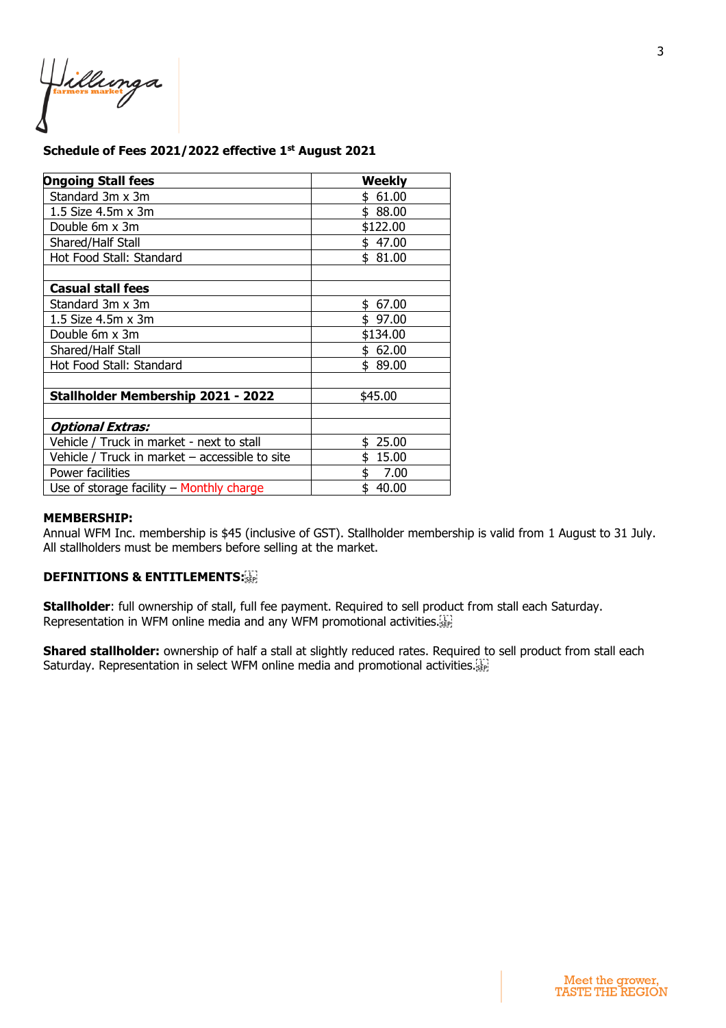**Schedule of Fees 2021/2022 effective 1st August 2021**

| Ongoing Stall fees | Weekly |
|---|---|
| Standard 3m x 3m | $ 61.00 |
| 1.5 Size 4.5m x 3m | $ 88.00 |
| Double 6m x 3m | $122.00 |
| Shared/Half Stall | $ 47.00 |
| Hot Food Stall: Standard | $ 81.00 |
| | |
| **Casual stall fees** | |
| Standard 3m x 3m | $ 67.00 |
| 1.5 Size 4.5m x 3m | $ 97.00 |
| Double 6m x 3m | $134.00 |
| Shared/Half Stall | $ 62.00 |
| Hot Food Stall: Standard | $ 89.00 |
| | |
| **Stallholder Membership 2021 - 2022** | $45.00 |
| | |
| ***Optional Extras:*** | |
| Vehicle / Truck in market - next to stall | $ 25.00 |
| Vehicle / Truck in market – accessible to site | $ 15.00 |
| Power facilities | $ 7.00 |
| Use of storage facility – Monthly charge | $ 40.00 |

**MEMBERSHIP:**

Annual WFM Inc. membership is $45 (inclusive of GST). Stallholder membership is valid from 1 August to 31 July. All stallholders must be members before selling at the market.

**DEFINITIONS & ENTITLEMENTS:**

**Stallholder**: full ownership of stall, full fee payment. Required to sell product from stall each Saturday. Representation in WFM online media and any WFM promotional activities.

**Shared stallholder:** ownership of half a stall at slightly reduced rates. Required to sell product from stall each Saturday. Representation in select WFM online media and promotional activities.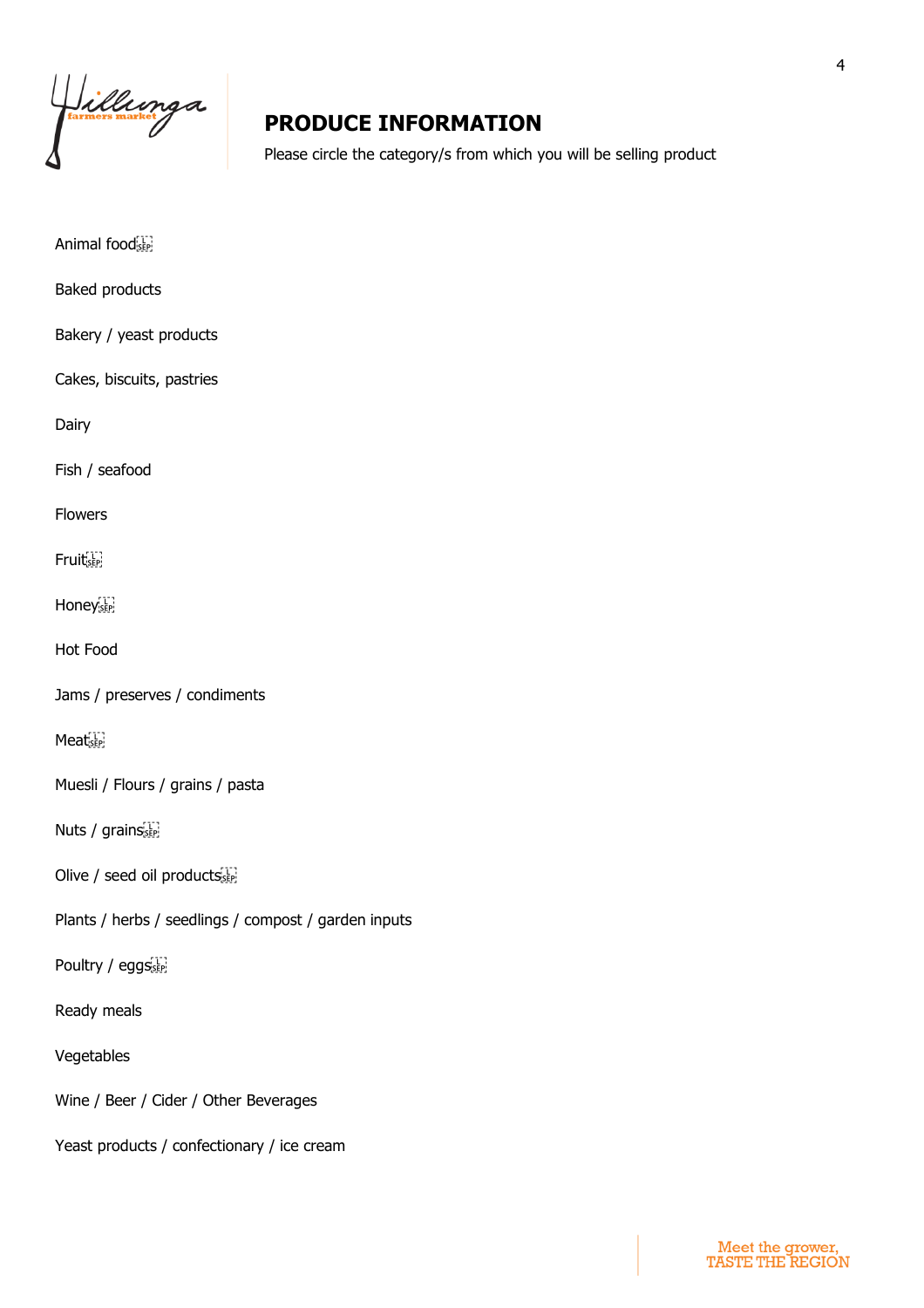## PRODUCE INFORMATION

Please circle the category/s from which you will be selling product

Animal food

Baked products

Bakery / yeast products

Cakes, biscuits, pastries

Dairy

Fish / seafood

Flowers

Fruit

Honey

Hot Food

Jams / preserves / condiments

Meat

Muesli / Flours / grains / pasta

Nuts / grains

Olive / seed oil products

Plants / herbs / seedlings / compost / garden inputs

Poultry / eggs

Ready meals

Vegetables

Wine / Beer / Cider / Other Beverages

Yeast products / confectionary / ice cream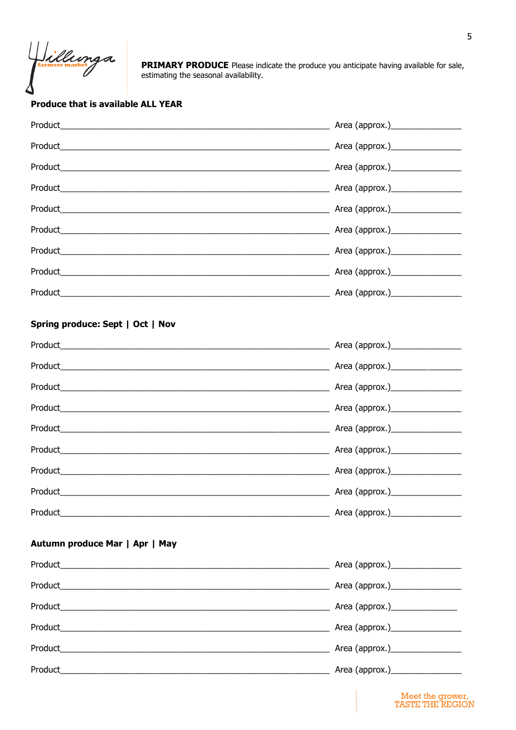**PRIMARY PRODUCE** Please indicate the produce you anticipate having available for sale, estimating the seasonal availability.

**Produce that is available ALL YEAR**

Product_______________________________________________ Area (approx.)_____________

Product_______________________________________________ Area (approx.)_____________

Product_______________________________________________ Area (approx.)_____________

Product_______________________________________________ Area (approx.)_____________

Product_______________________________________________ Area (approx.)_____________

Product_______________________________________________ Area (approx.)_____________

Product_______________________________________________ Area (approx.)_____________

Product_______________________________________________ Area (approx.)_____________

Product_______________________________________________ Area (approx.)_____________

**Spring produce: Sept | Oct | Nov**

Product_______________________________________________ Area (approx.)_____________

Product_______________________________________________ Area (approx.)_____________

Product_______________________________________________ Area (approx.)_____________

Product_______________________________________________ Area (approx.)_____________

Product_______________________________________________ Area (approx.)_____________

Product_______________________________________________ Area (approx.)_____________

Product_______________________________________________ Area (approx.)_____________

Product_______________________________________________ Area (approx.)_____________

Product_______________________________________________ Area (approx.)_____________

**Autumn produce Mar | Apr | May**

Product_______________________________________________ Area (approx.)_____________

Product_______________________________________________ Area (approx.)_____________

Product_______________________________________________ Area (approx.)_____________

Product_______________________________________________ Area (approx.)_____________

Product_______________________________________________ Area (approx.)_____________

Product_______________________________________________ Area (approx.)_____________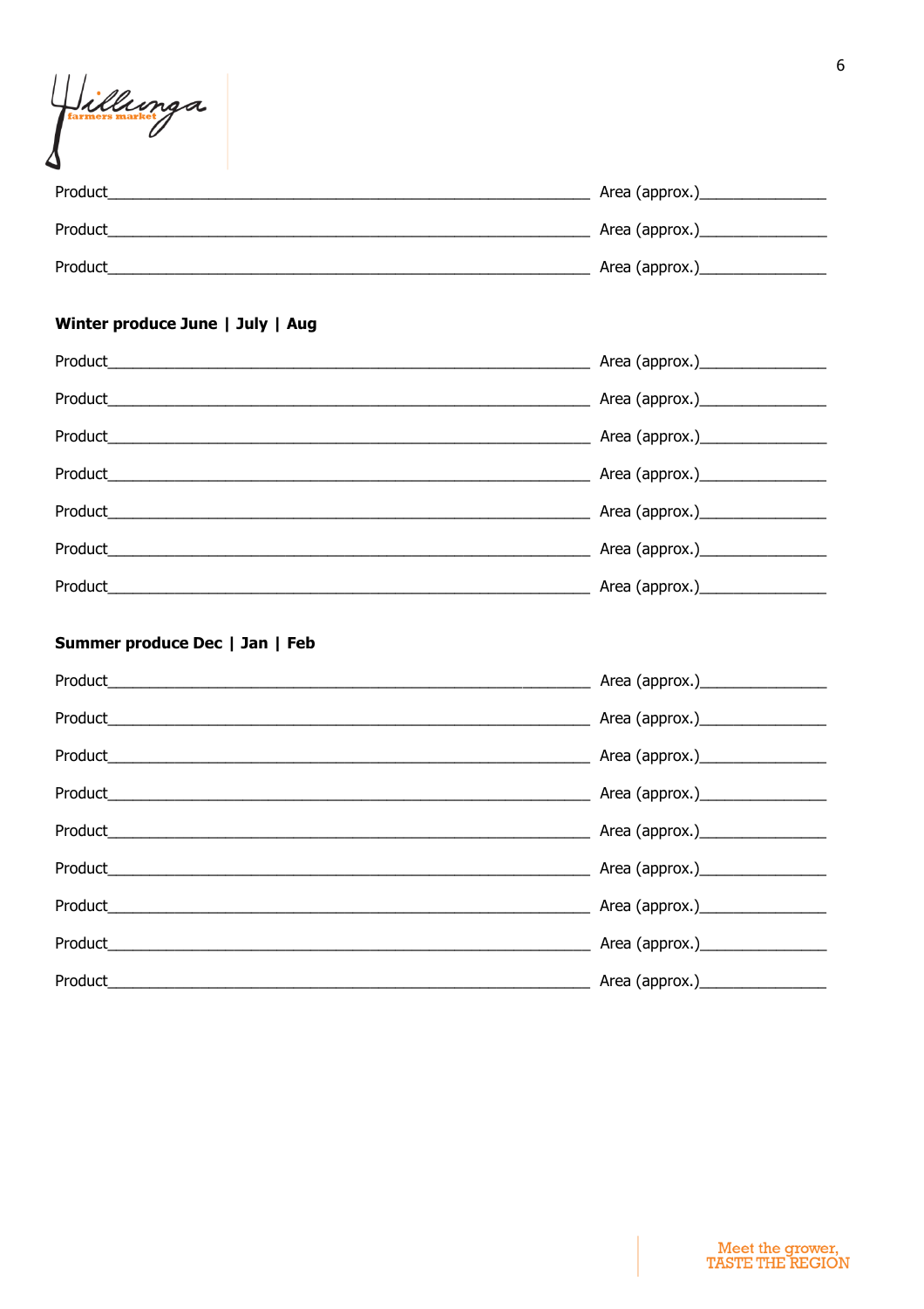Product_______________________________________________ Area (approx.)______________

Product_______________________________________________ Area (approx.)______________

Product_______________________________________________ Area (approx.)______________

**Winter produce June | July | Aug**

Product_______________________________________________ Area (approx.)______________

Product_______________________________________________ Area (approx.)______________

Product_______________________________________________ Area (approx.)______________

Product_______________________________________________ Area (approx.)______________

Product_______________________________________________ Area (approx.)______________

Product_______________________________________________ Area (approx.)______________

Product_______________________________________________ Area (approx.)______________

**Summer produce Dec | Jan | Feb**

Product_______________________________________________ Area (approx.)______________

Product_______________________________________________ Area (approx.)______________

Product_______________________________________________ Area (approx.)______________

Product_______________________________________________ Area (approx.)______________

Product_______________________________________________ Area (approx.)______________

Product_______________________________________________ Area (approx.)______________

Product_______________________________________________ Area (approx.)______________

Product_______________________________________________ Area (approx.)______________

Product_______________________________________________ Area (approx.)______________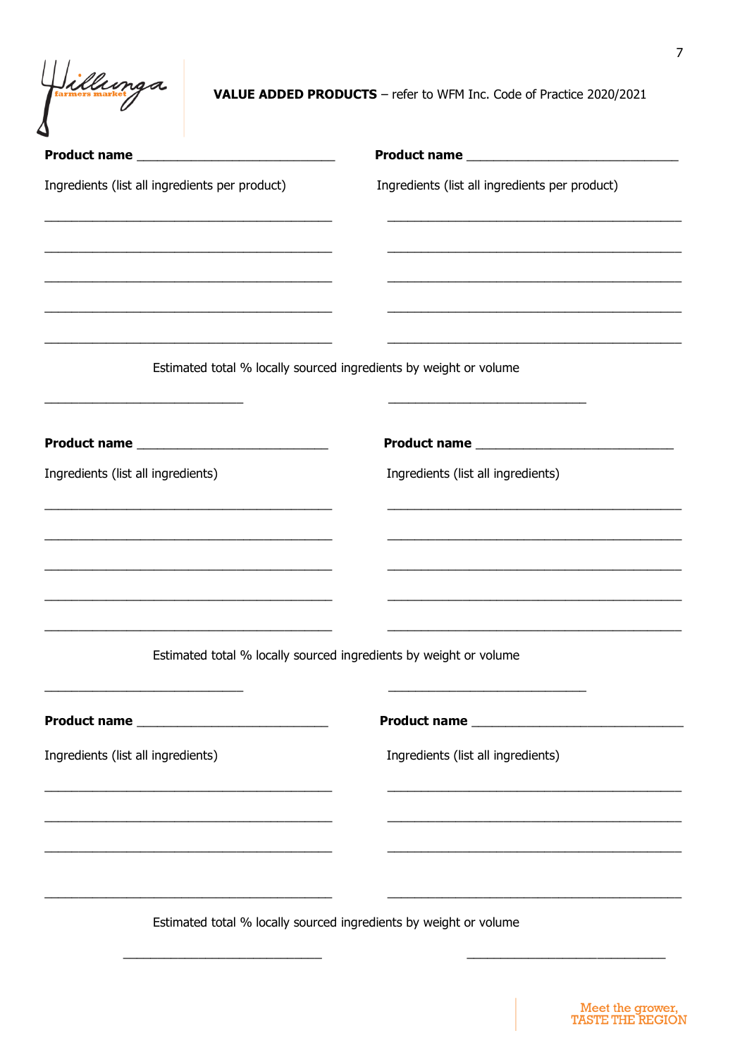**VALUE ADDED PRODUCTS** – refer to WFM Inc. Code of Practice 2020/2021

**Product name** ____________________________

Ingredients (list all ingredients per product)

________________________________________

________________________________________

________________________________________

________________________________________

________________________________________

**Product name** ____________________________

Ingredients (list all ingredients per product)

________________________________________

________________________________________

________________________________________

________________________________________

________________________________________

Estimated total % locally sourced ingredients by weight or volume

____________________________ ____________________________

**Product name** ____________________________

Ingredients (list all ingredients)

________________________________________

________________________________________

________________________________________

________________________________________

________________________________________

**Product name** ____________________________

Ingredients (list all ingredients)

________________________________________

________________________________________

________________________________________

________________________________________

________________________________________

Estimated total % locally sourced ingredients by weight or volume

____________________________ ____________________________

**Product name** ____________________________

Ingredients (list all ingredients)

________________________________________

________________________________________

________________________________________

________________________________________

**Product name** ____________________________

Ingredients (list all ingredients)

________________________________________

________________________________________

________________________________________

________________________________________

Estimated total % locally sourced ingredients by weight or volume

____________________________ ____________________________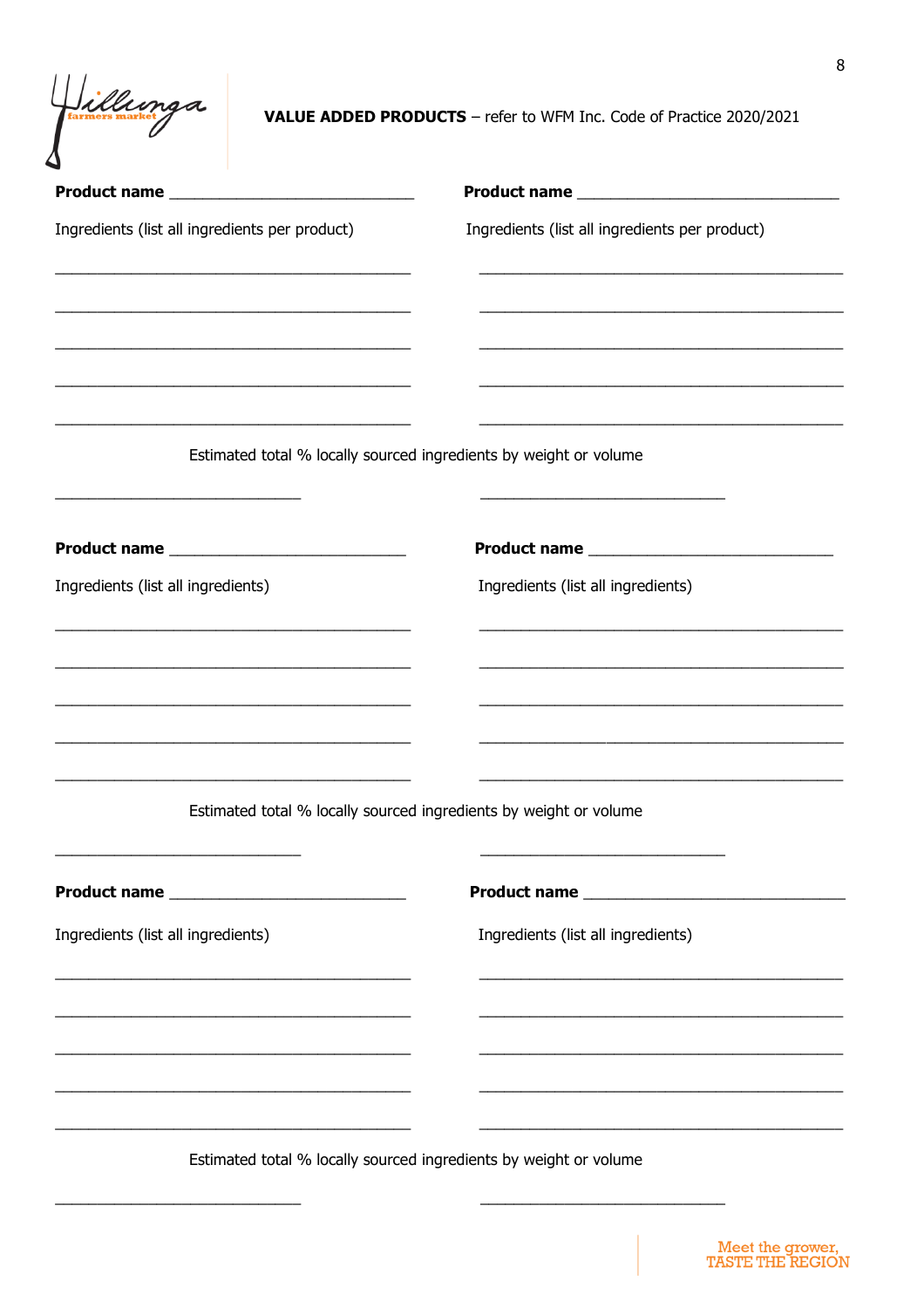**VALUE ADDED PRODUCTS** – refer to WFM Inc. Code of Practice 2020/2021

**Product name** ____________________________

Ingredients (list all ingredients per product)

________________________________________

________________________________________

________________________________________

________________________________________

________________________________________

**Product name** ____________________________

Ingredients (list all ingredients per product)

________________________________________

________________________________________

________________________________________

________________________________________

________________________________________

Estimated total % locally sourced ingredients by weight or volume

____________________________ ____________________________

**Product name** ____________________________

Ingredients (list all ingredients)

________________________________________

________________________________________

________________________________________

________________________________________

________________________________________

**Product name** ____________________________

Ingredients (list all ingredients)

________________________________________

________________________________________

________________________________________

________________________________________

________________________________________

Estimated total % locally sourced ingredients by weight or volume

____________________________ ____________________________

**Product name** ____________________________

Ingredients (list all ingredients)

________________________________________

________________________________________

________________________________________

________________________________________

________________________________________

**Product name** ____________________________

Ingredients (list all ingredients)

________________________________________

________________________________________

________________________________________

________________________________________

________________________________________

Estimated total % locally sourced ingredients by weight or volume

____________________________ ____________________________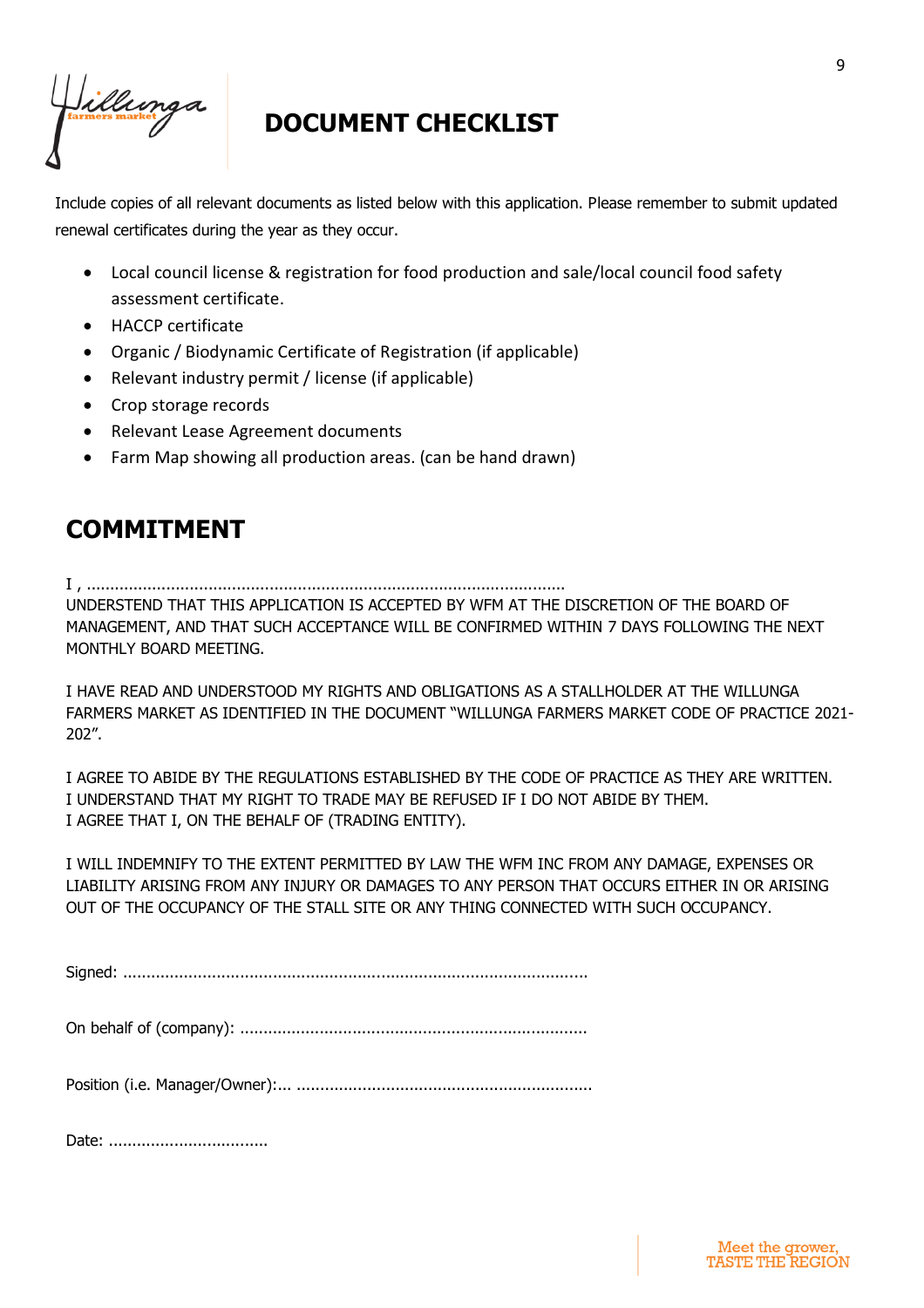# DOCUMENT CHECKLIST

Include copies of all relevant documents as listed below with this application. Please remember to submit updated renewal certificates during the year as they occur.

- Local council license & registration for food production and sale/local council food safety assessment certificate.
- HACCP certificate
- Organic / Biodynamic Certificate of Registration (if applicable)
- Relevant industry permit / license (if applicable)
- Crop storage records
- Relevant Lease Agreement documents
- Farm Map showing all production areas. (can be hand drawn)

# COMMITMENT

I , ......................................................................................................

UNDERSTEND THAT THIS APPLICATION IS ACCEPTED BY WFM AT THE DISCRETION OF THE BOARD OF MANAGEMENT, AND THAT SUCH ACCEPTANCE WILL BE CONFIRMED WITHIN 7 DAYS FOLLOWING THE NEXT MONTHLY BOARD MEETING.

I HAVE READ AND UNDERSTOOD MY RIGHTS AND OBLIGATIONS AS A STALLHOLDER AT THE WILLUNGA FARMERS MARKET AS IDENTIFIED IN THE DOCUMENT "WILLUNGA FARMERS MARKET CODE OF PRACTICE 2021-202".

I AGREE TO ABIDE BY THE REGULATIONS ESTABLISHED BY THE CODE OF PRACTICE AS THEY ARE WRITTEN.
I UNDERSTAND THAT MY RIGHT TO TRADE MAY BE REFUSED IF I DO NOT ABIDE BY THEM.
I AGREE THAT I, ON THE BEHALF OF (TRADING ENTITY).

I WILL INDEMNIFY TO THE EXTENT PERMITTED BY LAW THE WFM INC FROM ANY DAMAGE, EXPENSES OR LIABILITY ARISING FROM ANY INJURY OR DAMAGES TO ANY PERSON THAT OCCURS EITHER IN OR ARISING OUT OF THE OCCUPANCY OF THE STALL SITE OR ANY THING CONNECTED WITH SUCH OCCUPANCY.

Signed: ..................................................................................................

On behalf of (company): .........................................................................

Position (i.e. Manager/Owner):... ..............................................................

Date: ..................................